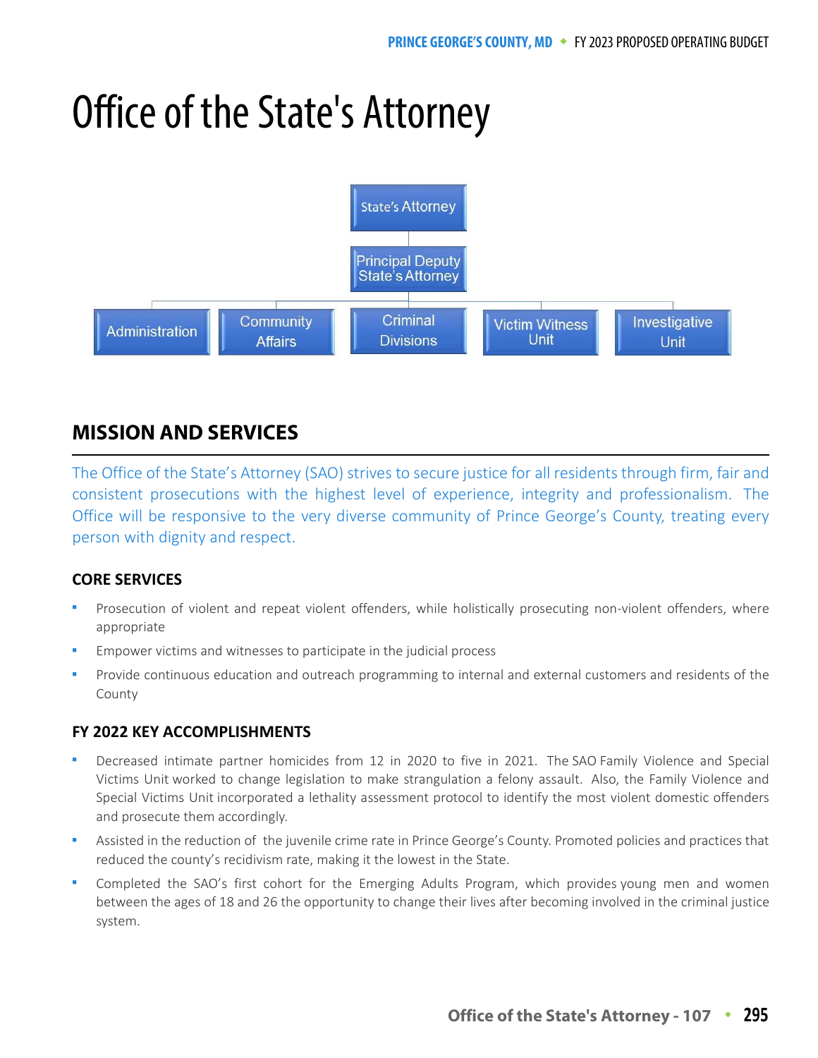# Office of the State's Attorney

State's Attorney

Principal Deputy State's Attorney

Administration | Community Affairs | Criminal Divisions | Victim Witness Unit | Investigative Unit

## MISSION AND SERVICES

The Office of the State's Attorney (SAO) strives to secure justice for all residents through firm, fair and consistent prosecutions with the highest level of experience, integrity and professionalism. The Office will be responsive to the very diverse community of Prince George's County, treating every person with dignity and respect.

### CORE SERVICES

- Prosecution of violent and repeat violent offenders, while holistically prosecuting non-violent offenders, where appropriate
- Empower victims and witnesses to participate in the judicial process
- Provide continuous education and outreach programming to internal and external customers and residents of the County

### FY 2022 KEY ACCOMPLISHMENTS

- Decreased intimate partner homicides from 12 in 2020 to five in 2021. The SAO Family Violence and Special Victims Unit worked to change legislation to make strangulation a felony assault. Also, the Family Violence and Special Victims Unit incorporated a lethality assessment protocol to identify the most violent domestic offenders and prosecute them accordingly.
- Assisted in the reduction of the juvenile crime rate in Prince George's County. Promoted policies and practices that reduced the county's recidivism rate, making it the lowest in the State.
- Completed the SAO's first cohort for the Emerging Adults Program, which provides young men and women between the ages of 18 and 26 the opportunity to change their lives after becoming involved in the criminal justice system.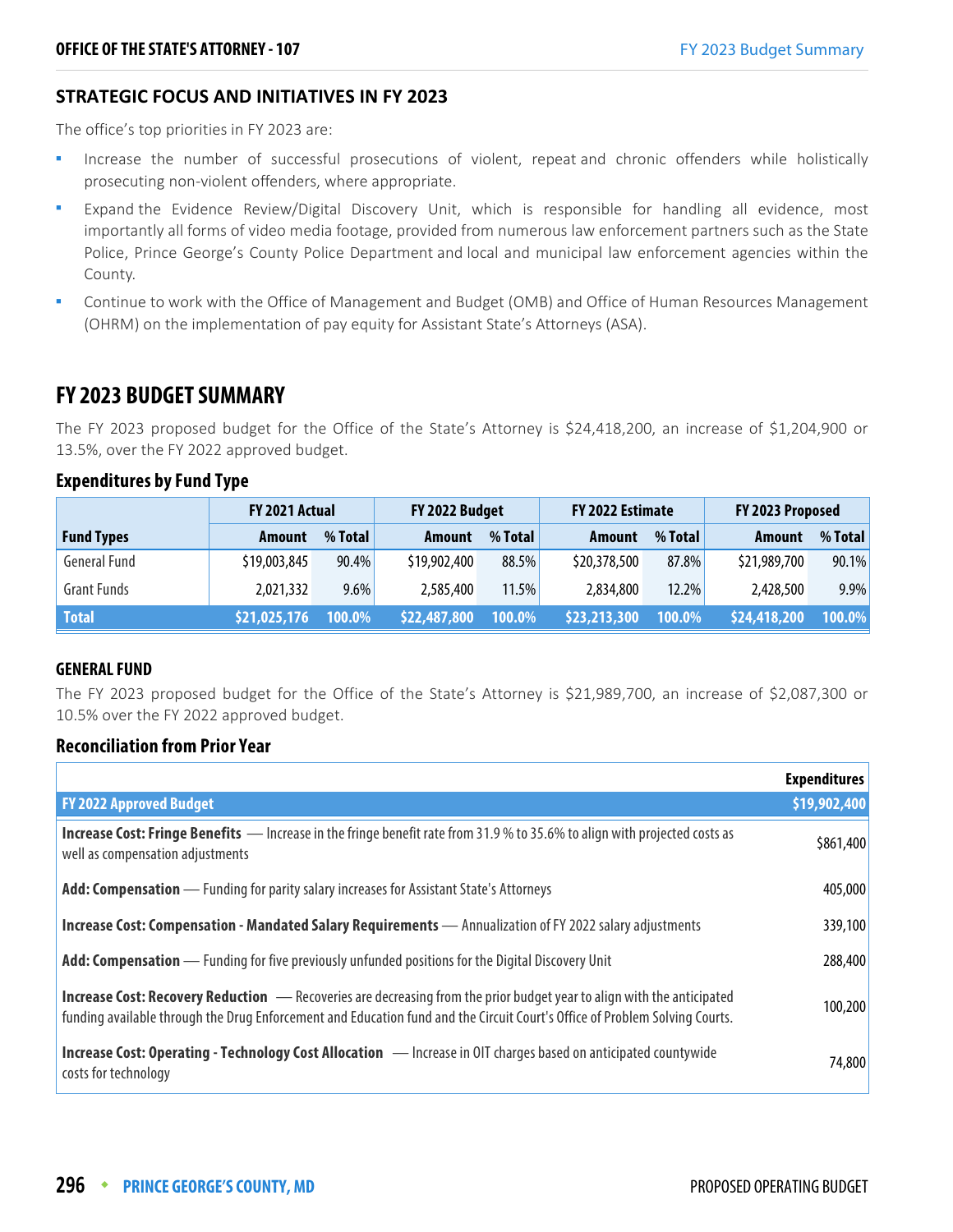## STRATEGIC FOCUS AND INITIATIVES IN FY 2023

The office's top priorities in FY 2023 are:

- Increase the number of successful prosecutions of violent, repeat and chronic offenders while holistically prosecuting non-violent offenders, where appropriate.
- Expand the Evidence Review/Digital Discovery Unit, which is responsible for handling all evidence, most importantly all forms of video media footage, provided from numerous law enforcement partners such as the State Police, Prince George's County Police Department and local and municipal law enforcement agencies within the County.
- Continue to work with the Office of Management and Budget (OMB) and Office of Human Resources Management (OHRM) on the implementation of pay equity for Assistant State's Attorneys (ASA).

# FY 2023 BUDGET SUMMARY

The FY 2023 proposed budget for the Office of the State's Attorney is $24,418,200, an increase of $1,204,900 or 13.5%, over the FY 2022 approved budget.

### Expenditures by Fund Type

| | FY 2021 Actual | | FY 2022 Budget | | FY 2022 Estimate | | FY 2023 Proposed | |
|---|---|---|---|---|---|---|---|---|
| **Fund Types** | **Amount** | **% Total** | **Amount** | **% Total** | **Amount** | **% Total** | **Amount** | **% Total** |
| General Fund | $19,003,845 | 90.4% | $19,902,400 | 88.5% | $20,378,500 | 87.8% | $21,989,700 | 90.1% |
| Grant Funds | 2,021,332 | 9.6% | 2,585,400 | 11.5% | 2,834,800 | 12.2% | 2,428,500 | 9.9% |
| **Total** | **$21,025,176** | **100.0%** | **$22,487,800** | **100.0%** | **$23,213,300** | **100.0%** | **$24,418,200** | **100.0%** |

### GENERAL FUND

The FY 2023 proposed budget for the Office of the State's Attorney is $21,989,700, an increase of $2,087,300 or 10.5% over the FY 2022 approved budget.

### Reconciliation from Prior Year

| | Expenditures |
|---|---|
| **FY 2022 Approved Budget** | **$19,902,400** |
| **Increase Cost: Fringe Benefits** — Increase in the fringe benefit rate from 31.9 % to 35.6% to align with projected costs as well as compensation adjustments | $861,400 |
| **Add: Compensation** — Funding for parity salary increases for Assistant State's Attorneys | 405,000 |
| **Increase Cost: Compensation - Mandated Salary Requirements** — Annualization of FY 2022 salary adjustments | 339,100 |
| **Add: Compensation** — Funding for five previously unfunded positions for the Digital Discovery Unit | 288,400 |
| **Increase Cost: Recovery Reduction** — Recoveries are decreasing from the prior budget year to align with the anticipated funding available through the Drug Enforcement and Education fund and the Circuit Court's Office of Problem Solving Courts. | 100,200 |
| **Increase Cost: Operating - Technology Cost Allocation** — Increase in OIT charges based on anticipated countywide costs for technology | 74,800 |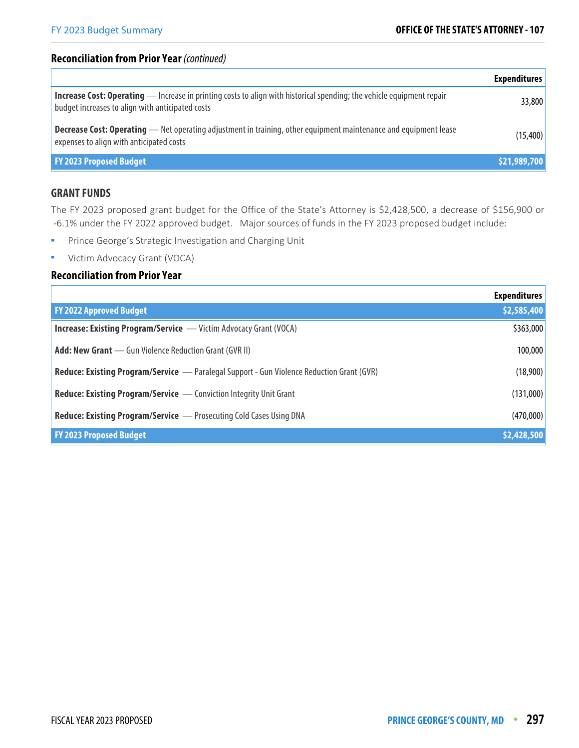## Reconciliation from Prior Year *(continued)*

| | Expenditures |
|---|---|
| **Increase Cost: Operating** — Increase in printing costs to align with historical spending; the vehicle equipment repair budget increases to align with anticipated costs | 33,800 |
| **Decrease Cost: Operating** — Net operating adjustment in training, other equipment maintenance and equipment lease expenses to align with anticipated costs | (15,400) |
| **FY 2023 Proposed Budget** | **$21,989,700** |

## GRANT FUNDS

The FY 2023 proposed grant budget for the Office of the State's Attorney is $2,428,500, a decrease of $156,900 or -6.1% under the FY 2022 approved budget. Major sources of funds in the FY 2023 proposed budget include:

- Prince George's Strategic Investigation and Charging Unit
- Victim Advocacy Grant (VOCA)

## Reconciliation from Prior Year

| | Expenditures |
|---|---|
| **FY 2022 Approved Budget** | **$2,585,400** |
| **Increase: Existing Program/Service** — Victim Advocacy Grant (VOCA) | $363,000 |
| **Add: New Grant** — Gun Violence Reduction Grant (GVR II) | 100,000 |
| **Reduce: Existing Program/Service** — Paralegal Support - Gun Violence Reduction Grant (GVR) | (18,900) |
| **Reduce: Existing Program/Service** — Conviction Integrity Unit Grant | (131,000) |
| **Reduce: Existing Program/Service** — Prosecuting Cold Cases Using DNA | (470,000) |
| **FY 2023 Proposed Budget** | **$2,428,500** |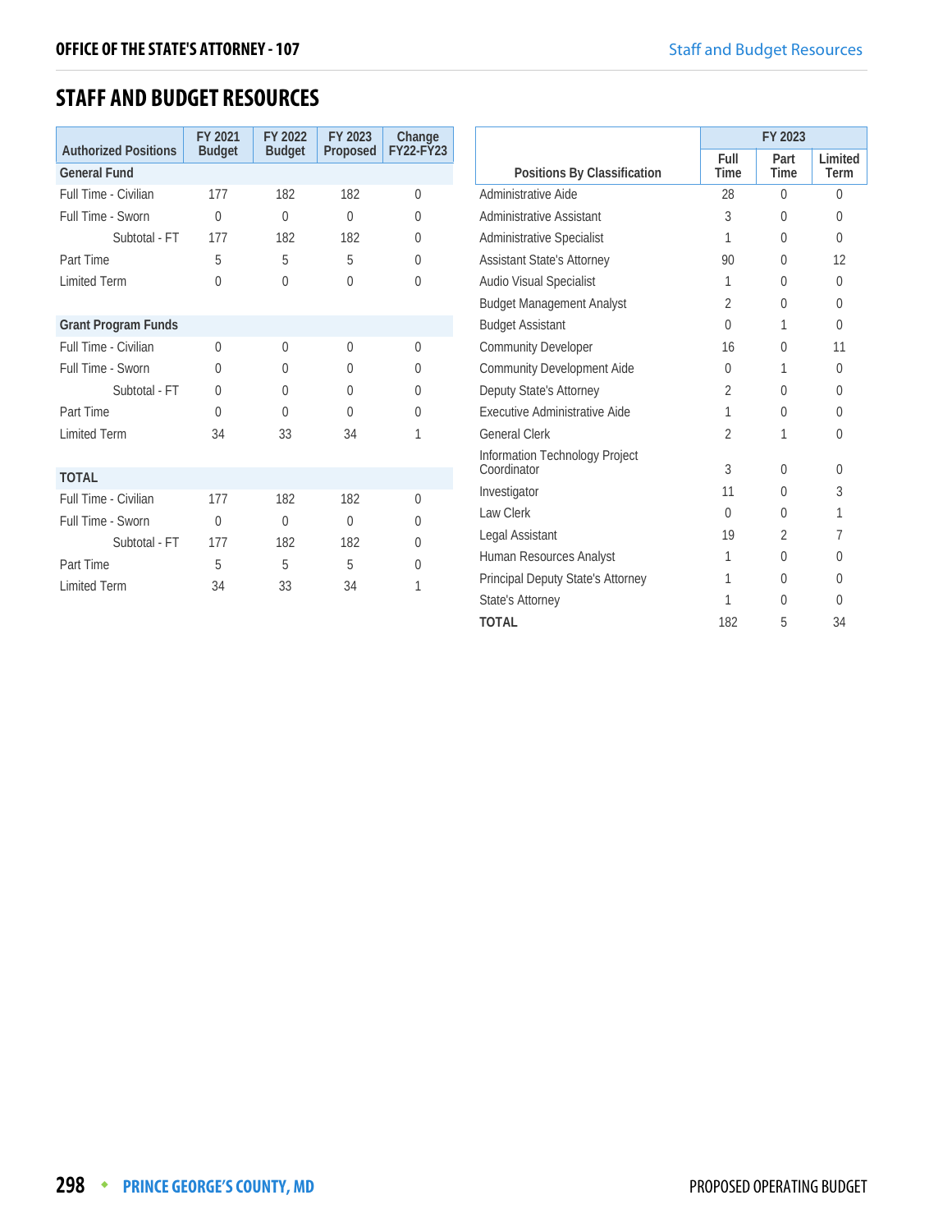## STAFF AND BUDGET RESOURCES

| Authorized Positions | FY 2021 Budget | FY 2022 Budget | FY 2023 Proposed | Change FY22-FY23 |
|---|---|---|---|---|
| **General Fund** | | | | |
| Full Time - Civilian | 177 | 182 | 182 | 0 |
| Full Time - Sworn | 0 | 0 | 0 | 0 |
| Subtotal - FT | 177 | 182 | 182 | 0 |
| Part Time | 5 | 5 | 5 | 0 |
| Limited Term | 0 | 0 | 0 | 0 |
| **Grant Program Funds** | | | | |
| Full Time - Civilian | 0 | 0 | 0 | 0 |
| Full Time - Sworn | 0 | 0 | 0 | 0 |
| Subtotal - FT | 0 | 0 | 0 | 0 |
| Part Time | 0 | 0 | 0 | 0 |
| Limited Term | 34 | 33 | 34 | 1 |
| **TOTAL** | | | | |
| Full Time - Civilian | 177 | 182 | 182 | 0 |
| Full Time - Sworn | 0 | 0 | 0 | 0 |
| Subtotal - FT | 177 | 182 | 182 | 0 |
| Part Time | 5 | 5 | 5 | 0 |
| Limited Term | 34 | 33 | 34 | 1 |

| Positions By Classification | FY 2023 | | |
|---|---|---|---|
| | Full Time | Part Time | Limited Term |
| Administrative Aide | 28 | 0 | 0 |
| Administrative Assistant | 3 | 0 | 0 |
| Administrative Specialist | 1 | 0 | 0 |
| Assistant State's Attorney | 90 | 0 | 12 |
| Audio Visual Specialist | 1 | 0 | 0 |
| Budget Management Analyst | 2 | 0 | 0 |
| Budget Assistant | 0 | 1 | 0 |
| Community Developer | 16 | 0 | 11 |
| Community Development Aide | 0 | 1 | 0 |
| Deputy State's Attorney | 2 | 0 | 0 |
| Executive Administrative Aide | 1 | 0 | 0 |
| General Clerk | 2 | 1 | 0 |
| Information Technology Project Coordinator | 3 | 0 | 0 |
| Investigator | 11 | 0 | 3 |
| Law Clerk | 0 | 0 | 1 |
| Legal Assistant | 19 | 2 | 7 |
| Human Resources Analyst | 1 | 0 | 0 |
| Principal Deputy State's Attorney | 1 | 0 | 0 |
| State's Attorney | 1 | 0 | 0 |
| **TOTAL** | 182 | 5 | 34 |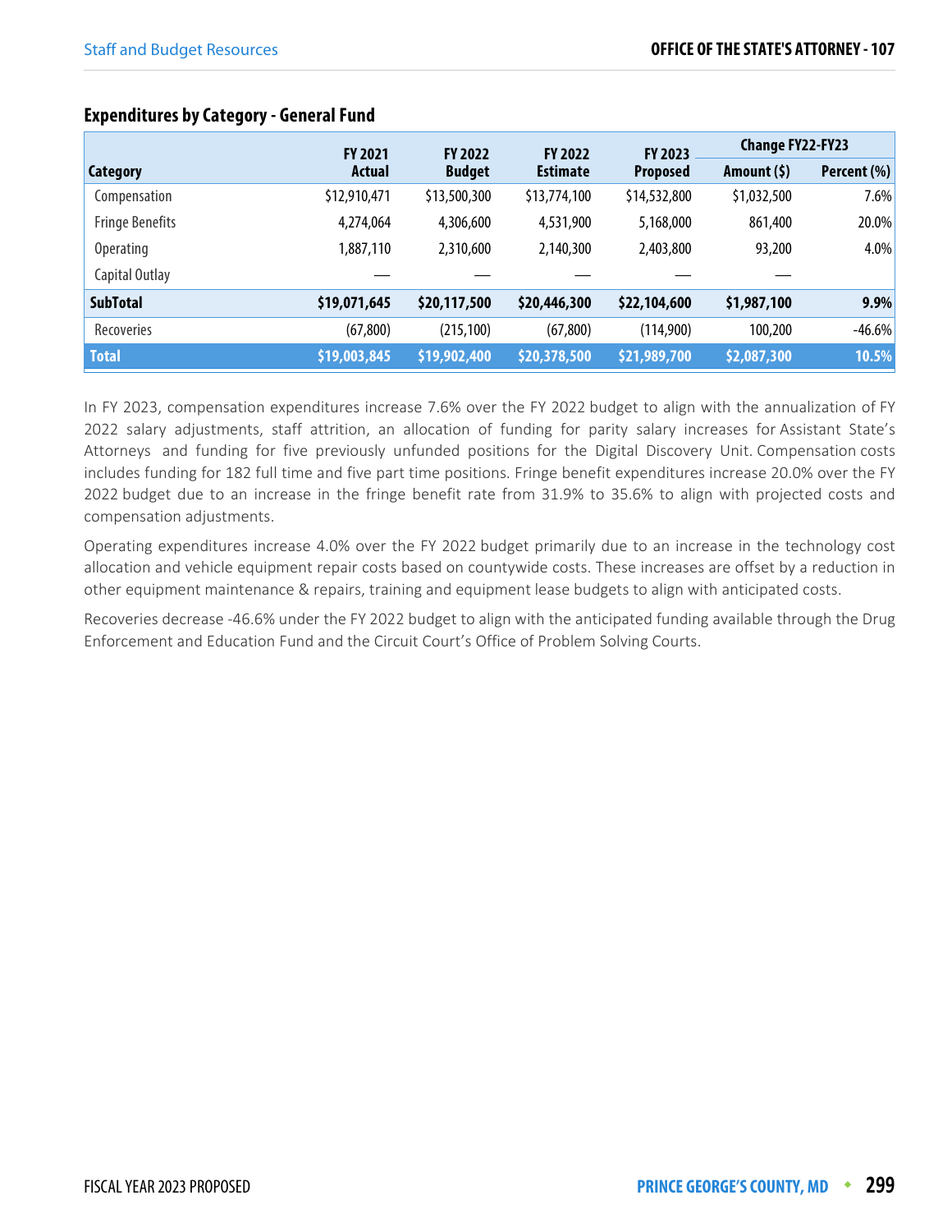## Expenditures by Category - General Fund

| Category | FY 2021 Actual | FY 2022 Budget | FY 2022 Estimate | FY 2023 Proposed | Change FY22-FY23 Amount ($) | Change FY22-FY23 Percent (%) |
|---|---|---|---|---|---|---|
| Compensation | $12,910,471 | $13,500,300 | $13,774,100 | $14,532,800 | $1,032,500 | 7.6% |
| Fringe Benefits | 4,274,064 | 4,306,600 | 4,531,900 | 5,168,000 | 861,400 | 20.0% |
| Operating | 1,887,110 | 2,310,600 | 2,140,300 | 2,403,800 | 93,200 | 4.0% |
| Capital Outlay | — | — | — | — | — | |
| **SubTotal** | **$19,071,645** | **$20,117,500** | **$20,446,300** | **$22,104,600** | **$1,987,100** | **9.9%** |
| Recoveries | (67,800) | (215,100) | (67,800) | (114,900) | 100,200 | -46.6% |
| **Total** | **$19,003,845** | **$19,902,400** | **$20,378,500** | **$21,989,700** | **$2,087,300** | **10.5%** |

In FY 2023, compensation expenditures increase 7.6% over the FY 2022 budget to align with the annualization of FY 2022 salary adjustments, staff attrition, an allocation of funding for parity salary increases for Assistant State's Attorneys and funding for five previously unfunded positions for the Digital Discovery Unit. Compensation costs includes funding for 182 full time and five part time positions. Fringe benefit expenditures increase 20.0% over the FY 2022 budget due to an increase in the fringe benefit rate from 31.9% to 35.6% to align with projected costs and compensation adjustments.

Operating expenditures increase 4.0% over the FY 2022 budget primarily due to an increase in the technology cost allocation and vehicle equipment repair costs based on countywide costs. These increases are offset by a reduction in other equipment maintenance & repairs, training and equipment lease budgets to align with anticipated costs.

Recoveries decrease -46.6% under the FY 2022 budget to align with the anticipated funding available through the Drug Enforcement and Education Fund and the Circuit Court's Office of Problem Solving Courts.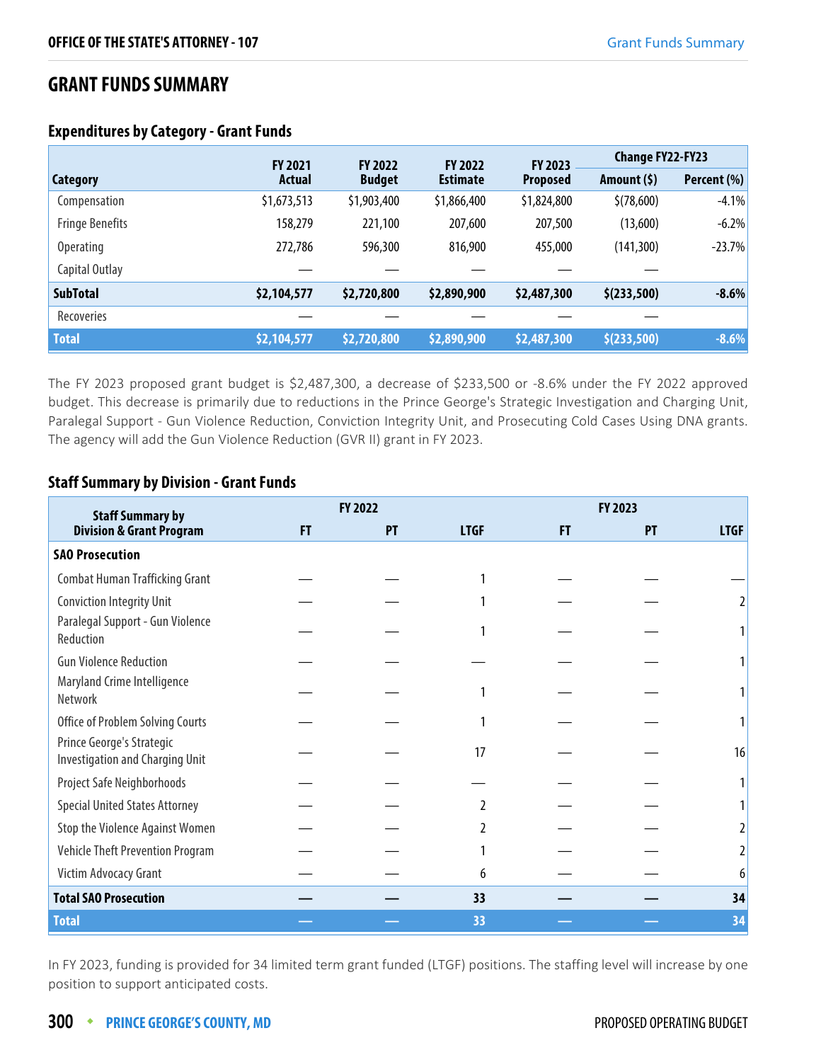## GRANT FUNDS SUMMARY

### Expenditures by Category - Grant Funds

| Category | FY 2021 Actual | FY 2022 Budget | FY 2022 Estimate | FY 2023 Proposed | Change FY22-FY23 Amount ($) | Change FY22-FY23 Percent (%) |
|---|---|---|---|---|---|---|
| Compensation | $1,673,513 | $1,903,400 | $1,866,400 | $1,824,800 | $(78,600) | -4.1% |
| Fringe Benefits | 158,279 | 221,100 | 207,600 | 207,500 | (13,600) | -6.2% |
| Operating | 272,786 | 596,300 | 816,900 | 455,000 | (141,300) | -23.7% |
| Capital Outlay | — | — | — | — | — | |
| **SubTotal** | **$2,104,577** | **$2,720,800** | **$2,890,900** | **$2,487,300** | **$(233,500)** | **-8.6%** |
| Recoveries | — | — | — | — | — | |
| **Total** | **$2,104,577** | **$2,720,800** | **$2,890,900** | **$2,487,300** | **$(233,500)** | **-8.6%** |

The FY 2023 proposed grant budget is $2,487,300, a decrease of $233,500 or -8.6% under the FY 2022 approved budget. This decrease is primarily due to reductions in the Prince George's Strategic Investigation and Charging Unit, Paralegal Support - Gun Violence Reduction, Conviction Integrity Unit, and Prosecuting Cold Cases Using DNA grants. The agency will add the Gun Violence Reduction (GVR II) grant in FY 2023.

### Staff Summary by Division - Grant Funds

| Staff Summary by Division & Grant Program | FY 2022 FT | FY 2022 PT | FY 2022 LTGF | FY 2023 FT | FY 2023 PT | FY 2023 LTGF |
|---|---|---|---|---|---|---|
| **SAO Prosecution** | | | | | | |
| Combat Human Trafficking Grant | — | — | 1 | — | — | — |
| Conviction Integrity Unit | — | — | 1 | — | — | 2 |
| Paralegal Support - Gun Violence Reduction | — | — | 1 | — | — | 1 |
| Gun Violence Reduction | — | — | — | — | — | 1 |
| Maryland Crime Intelligence Network | — | — | 1 | — | — | 1 |
| Office of Problem Solving Courts | — | — | 1 | — | — | 1 |
| Prince George's Strategic Investigation and Charging Unit | — | — | 17 | — | — | 16 |
| Project Safe Neighborhoods | — | — | — | — | — | 1 |
| Special United States Attorney | — | — | 2 | — | — | 1 |
| Stop the Violence Against Women | — | — | 2 | — | — | 2 |
| Vehicle Theft Prevention Program | — | — | 1 | — | — | 2 |
| Victim Advocacy Grant | — | — | 6 | — | — | 6 |
| **Total SAO Prosecution** | **—** | **—** | **33** | **—** | **—** | **34** |
| **Total** | **—** | **—** | **33** | **—** | **—** | **34** |

In FY 2023, funding is provided for 34 limited term grant funded (LTGF) positions. The staffing level will increase by one position to support anticipated costs.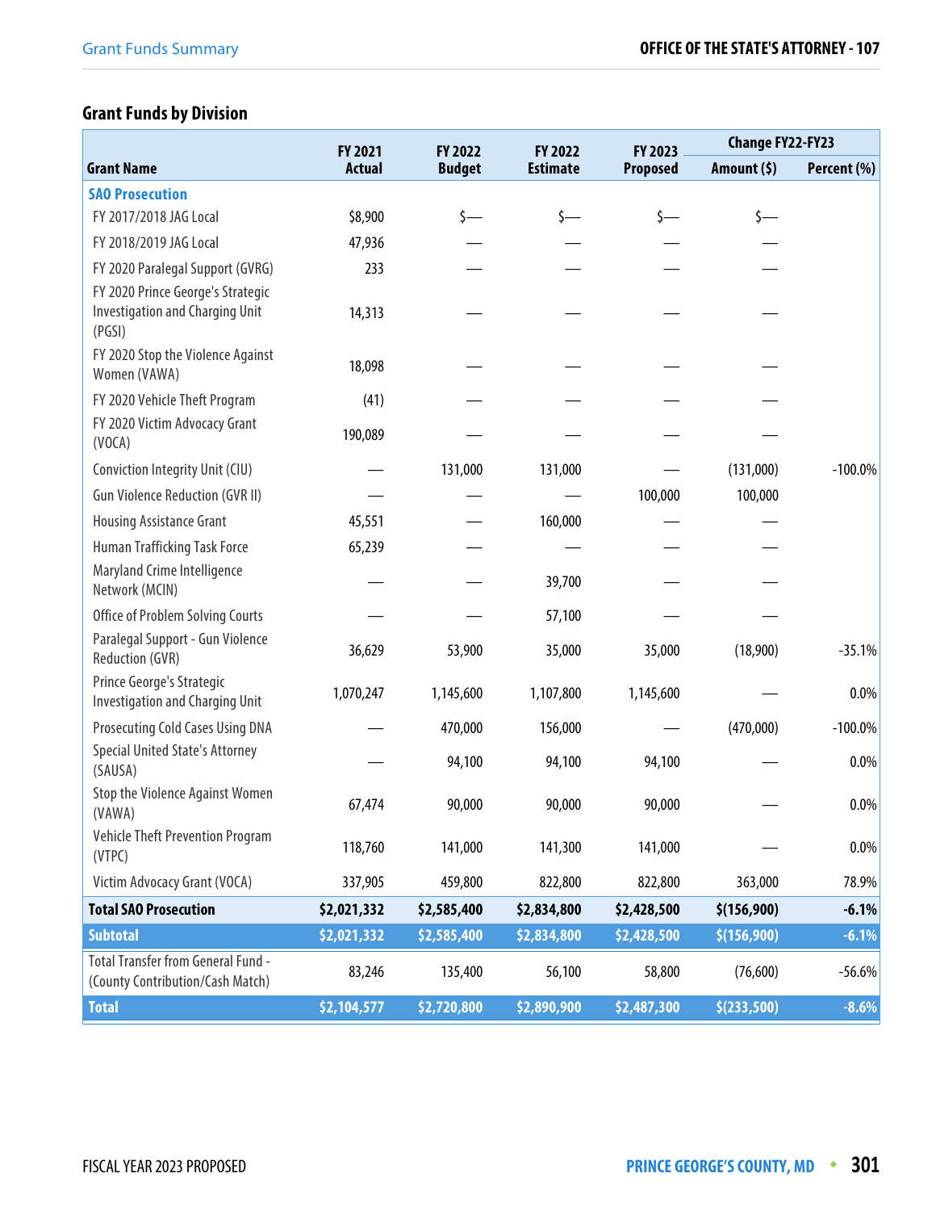## Grant Funds by Division

| Grant Name | FY 2021 Actual | FY 2022 Budget | FY 2022 Estimate | FY 2023 Proposed | Change FY22-FY23 | |
|---|---|---|---|---|---|---|
| | | | | | Amount ($) | Percent (%) |
| **SAO Prosecution** | | | | | | |
| FY 2017/2018 JAG Local | $8,900 | $— | $— | $— | $— | |
| FY 2018/2019 JAG Local | 47,936 | — | — | — | — | |
| FY 2020 Paralegal Support (GVRG) | 233 | — | — | — | — | |
| FY 2020 Prince George's Strategic Investigation and Charging Unit (PGSI) | 14,313 | — | — | — | — | |
| FY 2020 Stop the Violence Against Women (VAWA) | 18,098 | — | — | — | — | |
| FY 2020 Vehicle Theft Program | (41) | — | — | — | — | |
| FY 2020 Victim Advocacy Grant (VOCA) | 190,089 | — | — | — | — | |
| Conviction Integrity Unit (CIU) | — | 131,000 | 131,000 | — | (131,000) | -100.0% |
| Gun Violence Reduction (GVR II) | — | — | — | 100,000 | 100,000 | |
| Housing Assistance Grant | 45,551 | — | 160,000 | — | — | |
| Human Trafficking Task Force | 65,239 | — | — | — | — | |
| Maryland Crime Intelligence Network (MCIN) | — | — | 39,700 | — | — | |
| Office of Problem Solving Courts | — | — | 57,100 | — | — | |
| Paralegal Support - Gun Violence Reduction (GVR) | 36,629 | 53,900 | 35,000 | 35,000 | (18,900) | -35.1% |
| Prince George's Strategic Investigation and Charging Unit | 1,070,247 | 1,145,600 | 1,107,800 | 1,145,600 | — | 0.0% |
| Prosecuting Cold Cases Using DNA | — | 470,000 | 156,000 | — | (470,000) | -100.0% |
| Special United State's Attorney (SAUSA) | — | 94,100 | 94,100 | 94,100 | — | 0.0% |
| Stop the Violence Against Women (VAWA) | 67,474 | 90,000 | 90,000 | 90,000 | — | 0.0% |
| Vehicle Theft Prevention Program (VTPC) | 118,760 | 141,000 | 141,300 | 141,000 | — | 0.0% |
| Victim Advocacy Grant (VOCA) | 337,905 | 459,800 | 822,800 | 822,800 | 363,000 | 78.9% |
| **Total SAO Prosecution** | **$2,021,332** | **$2,585,400** | **$2,834,800** | **$2,428,500** | **$(156,900)** | **-6.1%** |
| **Subtotal** | **$2,021,332** | **$2,585,400** | **$2,834,800** | **$2,428,500** | **$(156,900)** | **-6.1%** |
| Total Transfer from General Fund - (County Contribution/Cash Match) | 83,246 | 135,400 | 56,100 | 58,800 | (76,600) | -56.6% |
| **Total** | **$2,104,577** | **$2,720,800** | **$2,890,900** | **$2,487,300** | **$(233,500)** | **-8.6%** |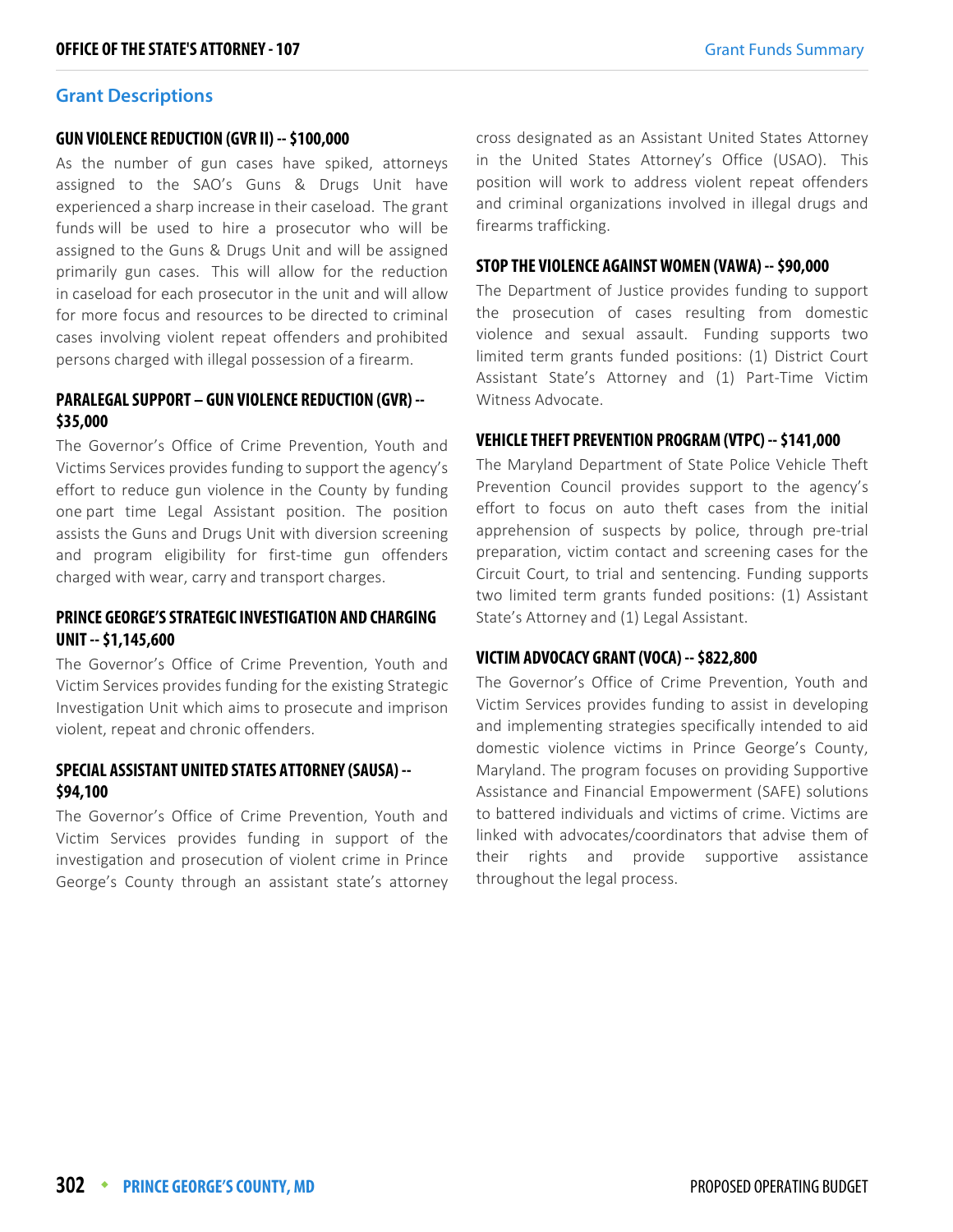## Grant Descriptions

### GUN VIOLENCE REDUCTION (GVR II) -- $100,000

As the number of gun cases have spiked, attorneys assigned to the SAO's Guns & Drugs Unit have experienced a sharp increase in their caseload. The grant funds will be used to hire a prosecutor who will be assigned to the Guns & Drugs Unit and will be assigned primarily gun cases. This will allow for the reduction in caseload for each prosecutor in the unit and will allow for more focus and resources to be directed to criminal cases involving violent repeat offenders and prohibited persons charged with illegal possession of a firearm.

### PARALEGAL SUPPORT – GUN VIOLENCE REDUCTION (GVR) -- $35,000

The Governor's Office of Crime Prevention, Youth and Victims Services provides funding to support the agency's effort to reduce gun violence in the County by funding one part time Legal Assistant position. The position assists the Guns and Drugs Unit with diversion screening and program eligibility for first-time gun offenders charged with wear, carry and transport charges.

### PRINCE GEORGE'S STRATEGIC INVESTIGATION AND CHARGING UNIT -- $1,145,600

The Governor's Office of Crime Prevention, Youth and Victim Services provides funding for the existing Strategic Investigation Unit which aims to prosecute and imprison violent, repeat and chronic offenders.

### SPECIAL ASSISTANT UNITED STATES ATTORNEY (SAUSA) -- $94,100

The Governor's Office of Crime Prevention, Youth and Victim Services provides funding in support of the investigation and prosecution of violent crime in Prince George's County through an assistant state's attorney cross designated as an Assistant United States Attorney in the United States Attorney's Office (USAO). This position will work to address violent repeat offenders and criminal organizations involved in illegal drugs and firearms trafficking.

### STOP THE VIOLENCE AGAINST WOMEN (VAWA) -- $90,000

The Department of Justice provides funding to support the prosecution of cases resulting from domestic violence and sexual assault. Funding supports two limited term grants funded positions: (1) District Court Assistant State's Attorney and (1) Part-Time Victim Witness Advocate.

### VEHICLE THEFT PREVENTION PROGRAM (VTPC) -- $141,000

The Maryland Department of State Police Vehicle Theft Prevention Council provides support to the agency's effort to focus on auto theft cases from the initial apprehension of suspects by police, through pre-trial preparation, victim contact and screening cases for the Circuit Court, to trial and sentencing. Funding supports two limited term grants funded positions: (1) Assistant State's Attorney and (1) Legal Assistant.

### VICTIM ADVOCACY GRANT (VOCA) -- $822,800

The Governor's Office of Crime Prevention, Youth and Victim Services provides funding to assist in developing and implementing strategies specifically intended to aid domestic violence victims in Prince George's County, Maryland. The program focuses on providing Supportive Assistance and Financial Empowerment (SAFE) solutions to battered individuals and victims of crime. Victims are linked with advocates/coordinators that advise them of their rights and provide supportive assistance throughout the legal process.